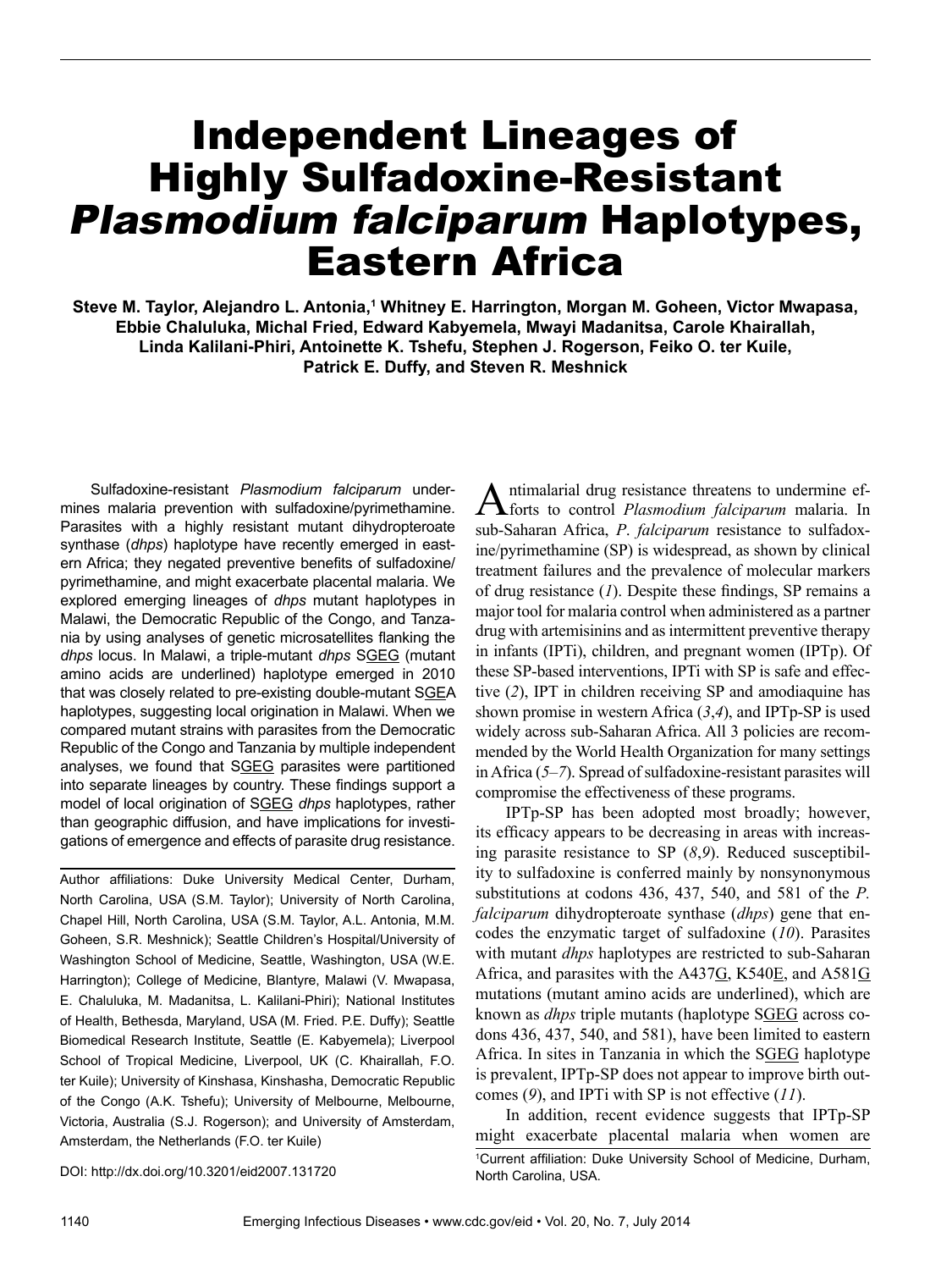# Independent Lineages of Highly Sulfadoxine-Resistant *Plasmodium falciparum* Haplotypes, Eastern Africa

**Steve M. Taylor, Alejandro L. Antonia,[1] Whitney E. Harrington, Morgan M. Goheen, Victor Mwapasa, Ebbie Chaluluka, Michal Fried, Edward Kabyemela, Mwayi Madanitsa, Carole Khairallah, Linda Kalilani-Phiri, Antoinette K. Tshefu, Stephen J. Rogerson, Feiko O. ter Kuile, Patrick E. Duffy, and Steven R. Meshnick**

Sulfadoxine-resistant *Plasmodium falciparum* undermines malaria prevention with sulfadoxine/pyrimethamine. Parasites with a highly resistant mutant dihydropteroate synthase (*dhps*) haplotype have recently emerged in eastern Africa; they negated preventive benefits of sulfadoxine/pyrimethamine, and might exacerbate placental malaria. We explored emerging lineages of *dhps* mutant haplotypes in Malawi, the Democratic Republic of the Congo, and Tanzania by using analyses of genetic microsatellites flanking the *dhps* locus. In Malawi, a triple-mutant *dhps* SGEG (mutant amino acids are underlined) haplotype emerged in 2010 that was closely related to pre-existing double-mutant SGEA haplotypes, suggesting local origination in Malawi. When we compared mutant strains with parasites from the Democratic Republic of the Congo and Tanzania by multiple independent analyses, we found that SGEG parasites were partitioned into separate lineages by country. These findings support a model of local origination of SGEG *dhps* haplotypes, rather than geographic diffusion, and have implications for investigations of emergence and effects of parasite drug resistance.

Author affiliations: Duke University Medical Center, Durham, North Carolina, USA (S.M. Taylor); University of North Carolina, Chapel Hill, North Carolina, USA (S.M. Taylor, A.L. Antonia, M.M. Goheen, S.R. Meshnick); Seattle Children's Hospital/University of Washington School of Medicine, Seattle, Washington, USA (W.E. Harrington); College of Medicine, Blantyre, Malawi (V. Mwapasa, E. Chaluluka, M. Madanitsa, L. Kalilani-Phiri); National Institutes of Health, Bethesda, Maryland, USA (M. Fried. P.E. Duffy); Seattle Biomedical Research Institute, Seattle (E. Kabyemela); Liverpool School of Tropical Medicine, Liverpool, UK (C. Khairallah, F.O. ter Kuile); University of Kinshasa, Kinshasha, Democratic Republic of the Congo (A.K. Tshefu); University of Melbourne, Melbourne, Victoria, Australia (S.J. Rogerson); and University of Amsterdam, Amsterdam, the Netherlands (F.O. ter Kuile)

DOI: http://dx.doi.org/10.3201/eid2007.131720

Antimalarial drug resistance threatens to undermine efforts to control *Plasmodium falciparum* malaria. In sub-Saharan Africa, *P. falciparum* resistance to sulfadoxine/pyrimethamine (SP) is widespread, as shown by clinical treatment failures and the prevalence of molecular markers of drug resistance (*1*). Despite these findings, SP remains a major tool for malaria control when administered as a partner drug with artemisinins and as intermittent preventive therapy in infants (IPTi), children, and pregnant women (IPTp). Of these SP-based interventions, IPTi with SP is safe and effective (*2*), IPT in children receiving SP and amodiaquine has shown promise in western Africa (*3*,*4*), and IPTp-SP is used widely across sub-Saharan Africa. All 3 policies are recommended by the World Health Organization for many settings in Africa (*5–7*). Spread of sulfadoxine-resistant parasites will compromise the effectiveness of these programs.

IPTp-SP has been adopted most broadly; however, its efficacy appears to be decreasing in areas with increasing parasite resistance to SP (*8*,*9*). Reduced susceptibility to sulfadoxine is conferred mainly by nonsynonymous substitutions at codons 436, 437, 540, and 581 of the *P. falciparum* dihydropteroate synthase (*dhps*) gene that encodes the enzymatic target of sulfadoxine (*10*). Parasites with mutant *dhps* haplotypes are restricted to sub-Saharan Africa, and parasites with the A437G, K540E, and A581G mutations (mutant amino acids are underlined), which are known as *dhps* triple mutants (haplotype SGEG across codons 436, 437, 540, and 581), have been limited to eastern Africa. In sites in Tanzania in which the SGEG haplotype is prevalent, IPTp-SP does not appear to improve birth outcomes (*9*), and IPTi with SP is not effective (*11*).

In addition, recent evidence suggests that IPTp-SP might exacerbate placental malaria when women are

[1]Current affiliation: Duke University School of Medicine, Durham, North Carolina, USA.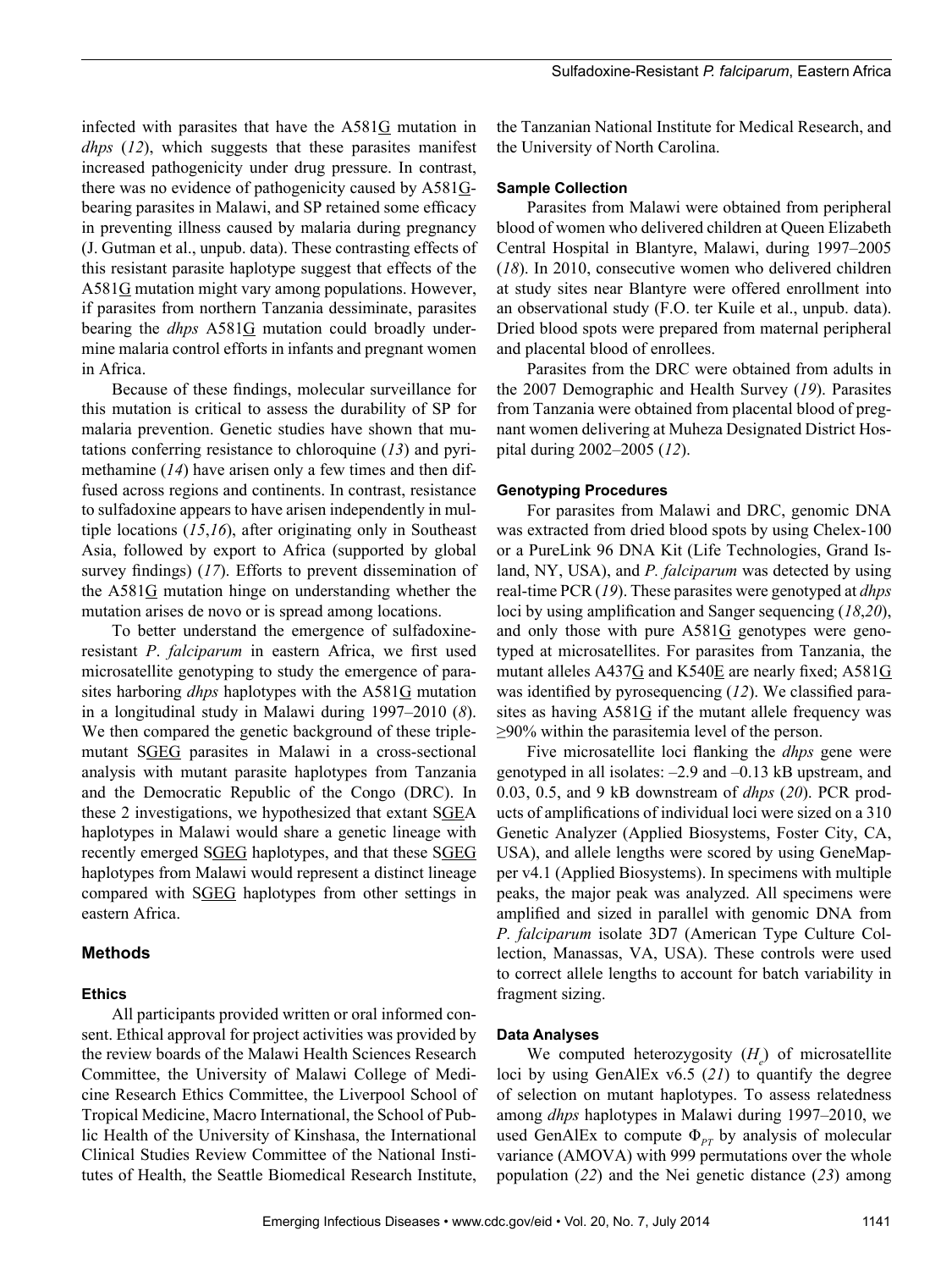infected with parasites that have the A581G mutation in *dhps* (*12*), which suggests that these parasites manifest increased pathogenicity under drug pressure. In contrast, there was no evidence of pathogenicity caused by A581G-bearing parasites in Malawi, and SP retained some efficacy in preventing illness caused by malaria during pregnancy (J. Gutman et al., unpub. data). These contrasting effects of this resistant parasite haplotype suggest that effects of the A581G mutation might vary among populations. However, if parasites from northern Tanzania dessiminate, parasites bearing the *dhps* A581G mutation could broadly undermine malaria control efforts in infants and pregnant women in Africa.

Because of these findings, molecular surveillance for this mutation is critical to assess the durability of SP for malaria prevention. Genetic studies have shown that mutations conferring resistance to chloroquine (*13*) and pyrimethamine (*14*) have arisen only a few times and then diffused across regions and continents. In contrast, resistance to sulfadoxine appears to have arisen independently in multiple locations (*15*,*16*), after originating only in Southeast Asia, followed by export to Africa (supported by global survey findings) (*17*). Efforts to prevent dissemination of the A581G mutation hinge on understanding whether the mutation arises de novo or is spread among locations.

To better understand the emergence of sulfadoxine-resistant *P*. *falciparum* in eastern Africa, we first used microsatellite genotyping to study the emergence of parasites harboring *dhps* haplotypes with the A581G mutation in a longitudinal study in Malawi during 1997–2010 (*8*). We then compared the genetic background of these triple-mutant SGEG parasites in Malawi in a cross-sectional analysis with mutant parasite haplotypes from Tanzania and the Democratic Republic of the Congo (DRC). In these 2 investigations, we hypothesized that extant SGEA haplotypes in Malawi would share a genetic lineage with recently emerged SGEG haplotypes, and that these SGEG haplotypes from Malawi would represent a distinct lineage compared with SGEG haplotypes from other settings in eastern Africa.

## Methods

### Ethics

All participants provided written or oral informed consent. Ethical approval for project activities was provided by the review boards of the Malawi Health Sciences Research Committee, the University of Malawi College of Medicine Research Ethics Committee, the Liverpool School of Tropical Medicine, Macro International, the School of Public Health of the University of Kinshasa, the International Clinical Studies Review Committee of the National Institutes of Health, the Seattle Biomedical Research Institute, the Tanzanian National Institute for Medical Research, and the University of North Carolina.

### Sample Collection

Parasites from Malawi were obtained from peripheral blood of women who delivered children at Queen Elizabeth Central Hospital in Blantyre, Malawi, during 1997–2005 (*18*). In 2010, consecutive women who delivered children at study sites near Blantyre were offered enrollment into an observational study (F.O. ter Kuile et al., unpub. data). Dried blood spots were prepared from maternal peripheral and placental blood of enrollees.

Parasites from the DRC were obtained from adults in the 2007 Demographic and Health Survey (*19*). Parasites from Tanzania were obtained from placental blood of pregnant women delivering at Muheza Designated District Hospital during 2002–2005 (*12*).

### Genotyping Procedures

For parasites from Malawi and DRC, genomic DNA was extracted from dried blood spots by using Chelex-100 or a PureLink 96 DNA Kit (Life Technologies, Grand Island, NY, USA), and *P. falciparum* was detected by using real-time PCR (*19*). These parasites were genotyped at *dhps* loci by using amplification and Sanger sequencing (*18*,*20*), and only those with pure A581G genotypes were genotyped at microsatellites. For parasites from Tanzania, the mutant alleles A437G and K540E are nearly fixed; A581G was identified by pyrosequencing (*12*). We classified parasites as having A581G if the mutant allele frequency was ≥90% within the parasitemia level of the person.

Five microsatellite loci flanking the *dhps* gene were genotyped in all isolates: –2.9 and –0.13 kB upstream, and 0.03, 0.5, and 9 kB downstream of *dhps* (*20*). PCR products of amplifications of individual loci were sized on a 310 Genetic Analyzer (Applied Biosystems, Foster City, CA, USA), and allele lengths were scored by using GeneMapper v4.1 (Applied Biosystems). In specimens with multiple peaks, the major peak was analyzed. All specimens were amplified and sized in parallel with genomic DNA from *P. falciparum* isolate 3D7 (American Type Culture Collection, Manassas, VA, USA). These controls were used to correct allele lengths to account for batch variability in fragment sizing.

### Data Analyses

We computed heterozygosity ($H_e$) of microsatellite loci by using GenAlEx v6.5 (*21*) to quantify the degree of selection on mutant haplotypes. To assess relatedness among *dhps* haplotypes in Malawi during 1997–2010, we used GenAlEx to compute $\Phi_{PT}$ by analysis of molecular variance (AMOVA) with 999 permutations over the whole population (*22*) and the Nei genetic distance (*23*) among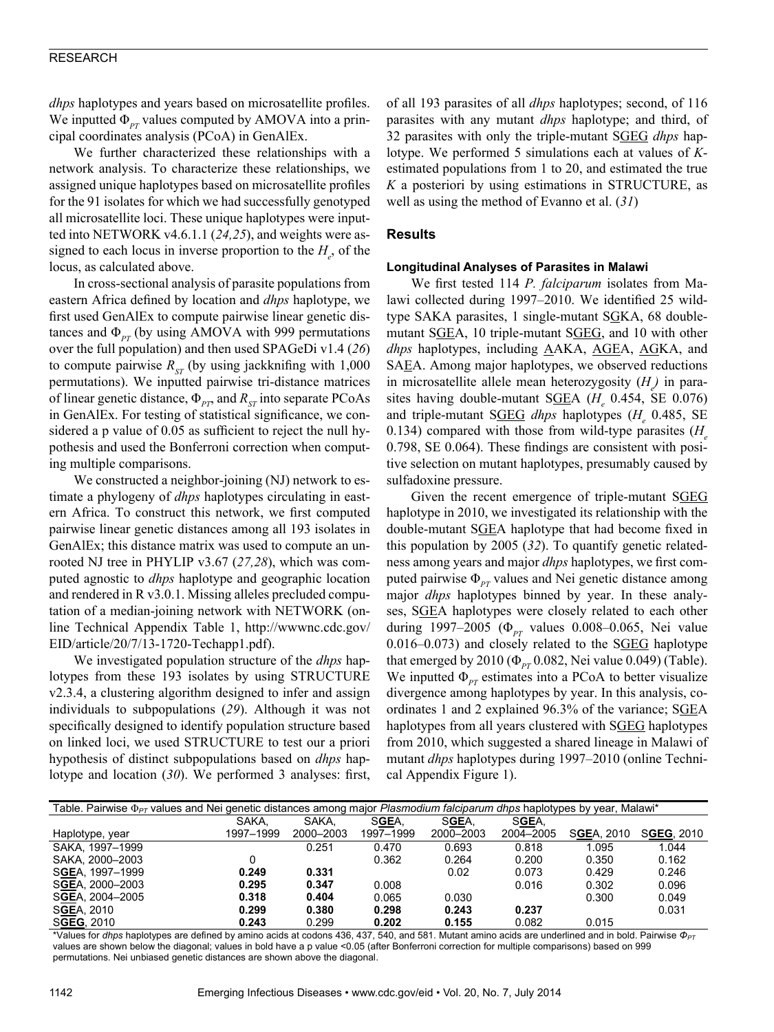*dhps* haplotypes and years based on microsatellite profiles. We inputted $\Phi_{PT}$ values computed by AMOVA into a principal coordinates analysis (PCoA) in GenAlEx.

We further characterized these relationships with a network analysis. To characterize these relationships, we assigned unique haplotypes based on microsatellite profiles for the 91 isolates for which we had successfully genotyped all microsatellite loci. These unique haplotypes were inputted into NETWORK v4.6.1.1 (*24,25*), and weights were assigned to each locus in inverse proportion to the $H_e$, of the locus, as calculated above.

In cross-sectional analysis of parasite populations from eastern Africa defined by location and *dhps* haplotype, we first used GenAlEx to compute pairwise linear genetic distances and $\Phi_{PT}$ (by using AMOVA with 999 permutations over the full population) and then used SPAGeDi v1.4 (*26*) to compute pairwise $R_{ST}$ (by using jackknifing with 1,000 permutations). We inputted pairwise tri-distance matrices of linear genetic distance, $\Phi_{PT}$, and $R_{ST}$ into separate PCoAs in GenAlEx. For testing of statistical significance, we considered a p value of 0.05 as sufficient to reject the null hypothesis and used the Bonferroni correction when computing multiple comparisons.

We constructed a neighbor-joining (NJ) network to estimate a phylogeny of *dhps* haplotypes circulating in eastern Africa. To construct this network, we first computed pairwise linear genetic distances among all 193 isolates in GenAlEx; this distance matrix was used to compute an unrooted NJ tree in PHYLIP v3.67 (*27,28*), which was computed agnostic to *dhps* haplotype and geographic location and rendered in R v3.0.1. Missing alleles precluded computation of a median-joining network with NETWORK (online Technical Appendix Table 1, http://wwwnc.cdc.gov/EID/article/20/7/13-1720-Techapp1.pdf).

We investigated population structure of the *dhps* haplotypes from these 193 isolates by using STRUCTURE v2.3.4, a clustering algorithm designed to infer and assign individuals to subpopulations (*29*). Although it was not specifically designed to identify population structure based on linked loci, we used STRUCTURE to test our a priori hypothesis of distinct subpopulations based on *dhps* haplotype and location (*30*). We performed 3 analyses: first, of all 193 parasites of all *dhps* haplotypes; second, of 116 parasites with any mutant *dhps* haplotype; and third, of 32 parasites with only the triple-mutant SGEG *dhps* haplotype. We performed 5 simulations each at values of *K*-estimated populations from 1 to 20, and estimated the true *K* a posteriori by using estimations in STRUCTURE, as well as using the method of Evanno et al. (*31*)

## Results

### Longitudinal Analyses of Parasites in Malawi

We first tested 114 *P. falciparum* isolates from Malawi collected during 1997–2010. We identified 25 wild-type SAKA parasites, 1 single-mutant SGKA, 68 double-mutant SGEA, 10 triple-mutant SGEG, and 10 with other *dhps* haplotypes, including AAKA, AGEA, AGKA, and SAEA. Among major haplotypes, we observed reductions in microsatellite allele mean heterozygosity ($H_e$) in parasites having double-mutant SGEA ($H_e$ 0.454, SE 0.076) and triple-mutant SGEG *dhps* haplotypes ($H_e$ 0.485, SE 0.134) compared with those from wild-type parasites ($H_e$ 0.798, SE 0.064). These findings are consistent with positive selection on mutant haplotypes, presumably caused by sulfadoxine pressure.

Given the recent emergence of triple-mutant SGEG haplotype in 2010, we investigated its relationship with the double-mutant SGEA haplotype that had become fixed in this population by 2005 (*32*). To quantify genetic relatedness among years and major *dhps* haplotypes, we first computed pairwise $\Phi_{PT}$ values and Nei genetic distance among major *dhps* haplotypes binned by year. In these analyses, SGEA haplotypes were closely related to each other during 1997–2005 ($\Phi_{PT}$ values 0.008–0.065, Nei value 0.016–0.073) and closely related to the SGEG haplotype that emerged by 2010 ($\Phi_{PT}$ 0.082, Nei value 0.049) (Table). We inputted $\Phi_{PT}$ estimates into a PCoA to better visualize divergence among haplotypes by year. In this analysis, coordinates 1 and 2 explained 96.3% of the variance; SGEA haplotypes from all years clustered with SGEG haplotypes from 2010, which suggested a shared lineage in Malawi of mutant *dhps* haplotypes during 1997–2010 (online Technical Appendix Figure 1).

Table. Pairwise $\Phi_{PT}$ values and Nei genetic distances among major *Plasmodium falciparum dhps* haplotypes by year, Malawi*

| Haplotype, year | SAKA, 1997–1999 | SAKA, 2000–2003 | S**GE**A, 1997–1999 | S**GE**A, 2000–2003 | S**GE**A, 2004–2005 | S**GE**A, 2010 | S**GEG**, 2010 |
|---|---|---|---|---|---|---|---|
| SAKA, 1997–1999 | | 0.251 | 0.470 | 0.693 | 0.818 | 1.095 | 1.044 |
| SAKA, 2000–2003 | 0 | | 0.362 | 0.264 | 0.200 | 0.350 | 0.162 |
| S**GE**A, 1997–1999 | **0.249** | **0.331** | | 0.02 | 0.073 | 0.429 | 0.246 |
| S**GE**A, 2000–2003 | **0.295** | **0.347** | 0.008 | | 0.016 | 0.302 | 0.096 |
| S**GE**A, 2004–2005 | **0.318** | **0.404** | 0.065 | 0.030 | | 0.300 | 0.049 |
| S**GE**A, 2010 | **0.299** | **0.380** | **0.298** | **0.243** | **0.237** | | 0.031 |
| S**GEG**, 2010 | **0.243** | 0.299 | **0.202** | **0.155** | 0.082 | 0.015 | |

*Values for *dhps* haplotypes are defined by amino acids at codons 436, 437, 540, and 581. Mutant amino acids are underlined and in bold. Pairwise $\Phi_{PT}$ values are shown below the diagonal; values in bold have a p value <0.05 (after Bonferroni correction for multiple comparisons) based on 999 permutations. Nei unbiased genetic distances are shown above the diagonal.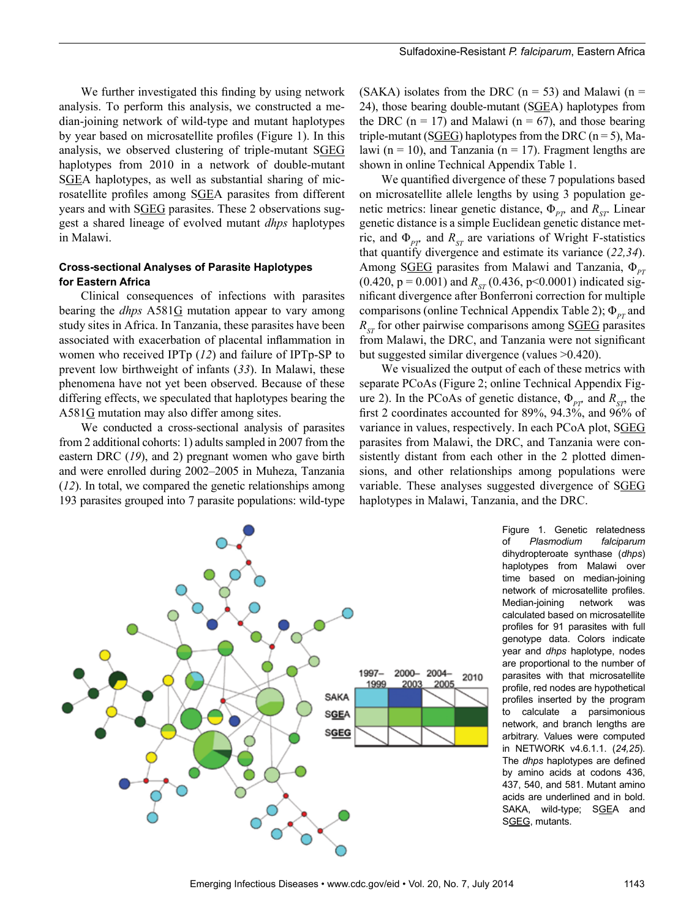We further investigated this finding by using network analysis. To perform this analysis, we constructed a median-joining network of wild-type and mutant haplotypes by year based on microsatellite profiles (Figure 1). In this analysis, we observed clustering of triple-mutant S<u>GEG</u> haplotypes from 2010 in a network of double-mutant S<u>GE</u>A haplotypes, as well as substantial sharing of microsatellite profiles among S<u>GE</u>A parasites from different years and with S<u>GEG</u> parasites. These 2 observations suggest a shared lineage of evolved mutant *dhps* haplotypes in Malawi.

### Cross-sectional Analyses of Parasite Haplotypes for Eastern Africa

Clinical consequences of infections with parasites bearing the *dhps* A581<u>G</u> mutation appear to vary among study sites in Africa. In Tanzania, these parasites have been associated with exacerbation of placental inflammation in women who received IPTp (*12*) and failure of IPTp-SP to prevent low birthweight of infants (*33*). In Malawi, these phenomena have not yet been observed. Because of these differing effects, we speculated that haplotypes bearing the A581<u>G</u> mutation may also differ among sites.

We conducted a cross-sectional analysis of parasites from 2 additional cohorts: 1) adults sampled in 2007 from the eastern DRC (*19*), and 2) pregnant women who gave birth and were enrolled during 2002–2005 in Muheza, Tanzania (*12*). In total, we compared the genetic relationships among 193 parasites grouped into 7 parasite populations: wild-type (SAKA) isolates from the DRC (n = 53) and Malawi (n = 24), those bearing double-mutant (S<u>GE</u>A) haplotypes from the DRC (n = 17) and Malawi (n = 67), and those bearing triple-mutant (S<u>GEG</u>) haplotypes from the DRC (n = 5), Malawi (n = 10), and Tanzania (n = 17). Fragment lengths are shown in online Technical Appendix Table 1.

We quantified divergence of these 7 populations based on microsatellite allele lengths by using 3 population genetic metrics: linear genetic distance, $\Phi_{PT}$, and $R_{ST}$. Linear genetic distance is a simple Euclidean genetic distance metric, and $\Phi_{PT}$ and $R_{ST}$ are variations of Wright F-statistics that quantify divergence and estimate its variance (*22,34*). Among S<u>GEG</u> parasites from Malawi and Tanzania, $\Phi_{PT}$ (0.420, p = 0.001) and $R_{ST}$ (0.436, p<0.0001) indicated significant divergence after Bonferroni correction for multiple comparisons (online Technical Appendix Table 2); $\Phi_{PT}$ and $R_{ST}$ for other pairwise comparisons among S<u>GEG</u> parasites from Malawi, the DRC, and Tanzania were not significant but suggested similar divergence (values >0.420).

We visualized the output of each of these metrics with separate PCoAs (Figure 2; online Technical Appendix Figure 2). In the PCoAs of genetic distance, $\Phi_{PT}$, and $R_{ST}$, the first 2 coordinates accounted for 89%, 94.3%, and 96% of variance in values, respectively. In each PCoA plot, S<u>GEG</u> parasites from Malawi, the DRC, and Tanzania were consistently distant from each other in the 2 plotted dimensions, and other relationships among populations were variable. These analyses suggested divergence of S<u>GEG</u> haplotypes in Malawi, Tanzania, and the DRC.

Figure 1. Genetic relatedness of *Plasmodium falciparum* dihydropteroate synthase (*dhps*) haplotypes from Malawi over time based on median-joining network of microsatellite profiles. Median-joining network was calculated based on microsatellite profiles for 91 parasites with full genotype data. Colors indicate year and *dhps* haplotype, nodes are proportional to the number of parasites with that microsatellite profile, red nodes are hypothetical profiles inserted by the program to calculate a parsimonious network, and branch lengths are arbitrary. Values were computed in NETWORK v4.6.1.1. (*24,25*). The *dhps* haplotypes are defined by amino acids at codons 436, 437, 540, and 581. Mutant amino acids are underlined and in bold. SAKA, wild-type; S<u>GE</u>A and S<u>GEG</u>, mutants.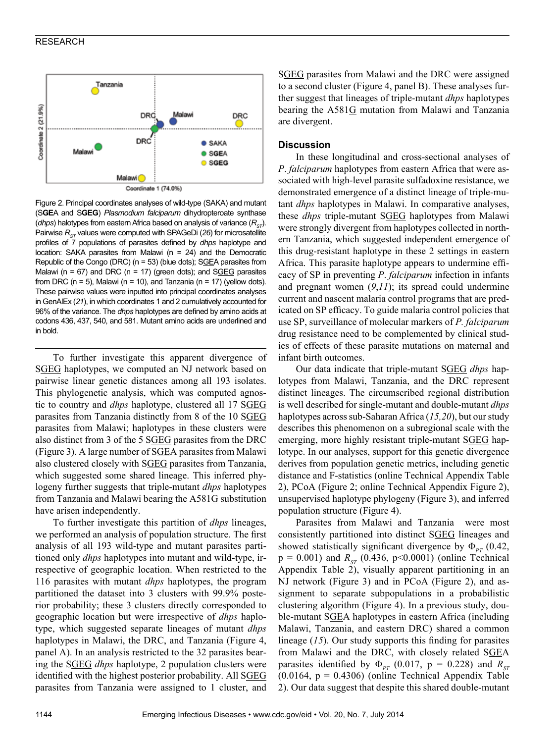Figure 2. Principal coordinates analyses of wild-type (SAKA) and mutant (S**GE**A and S**GEG**) *Plasmodium falciparum* dihydropteroate synthase (*dhps*) halotypes from eastern Africa based on analysis of variance ($R_{ST}$). Pairwise $R_{ST}$ values were computed with SPAGeDi (*26*) for microsatellite profiles of 7 populations of parasites defined by *dhps* haplotype and location: SAKA parasites from Malawi (n = 24) and the Democratic Republic of the Congo (DRC) (n = 53) (blue dots); SGEA parasites from Malawi (n = 67) and DRC (n = 17) (green dots); and SGEG parasites from DRC (n = 5), Malawi (n = 10), and Tanzania (n = 17) (yellow dots). These pairwise values were inputted into principal coordinates analyses in GenAlEx (*21*), in which coordinates 1 and 2 cumulatively accounted for 96% of the variance. The *dhps* haplotypes are defined by amino acids at codons 436, 437, 540, and 581. Mutant amino acids are underlined and in bold.

To further investigate this apparent divergence of SGEG haplotypes, we computed an NJ network based on pairwise linear genetic distances among all 193 isolates. This phylogenetic analysis, which was computed agnostic to country and *dhps* haplotype, clustered all 17 SGEG parasites from Tanzania distinctly from 8 of the 10 SGEG parasites from Malawi; haplotypes in these clusters were also distinct from 3 of the 5 SGEG parasites from the DRC (Figure 3). A large number of SGEA parasites from Malawi also clustered closely with SGEG parasites from Tanzania, which suggested some shared lineage. This inferred phylogeny further suggests that triple-mutant *dhps* haplotypes from Tanzania and Malawi bearing the A581G substitution have arisen independently.

To further investigate this partition of *dhps* lineages, we performed an analysis of population structure. The first analysis of all 193 wild-type and mutant parasites partitioned only *dhps* haplotypes into mutant and wild-type, irrespective of geographic location. When restricted to the 116 parasites with mutant *dhps* haplotypes, the program partitioned the dataset into 3 clusters with 99.9% posterior probability; these 3 clusters directly corresponded to geographic location but were irrespective of *dhps* haplotype, which suggested separate lineages of mutant *dhps* haplotypes in Malawi, the DRC, and Tanzania (Figure 4, panel A). In an analysis restricted to the 32 parasites bearing the SGEG *dhps* haplotype, 2 population clusters were identified with the highest posterior probability. All SGEG parasites from Tanzania were assigned to 1 cluster, and SGEG parasites from Malawi and the DRC were assigned to a second cluster (Figure 4, panel B). These analyses further suggest that lineages of triple-mutant *dhps* haplotypes bearing the A581G mutation from Malawi and Tanzania are divergent.

## Discussion

In these longitudinal and cross-sectional analyses of *P. falciparum* haplotypes from eastern Africa that were associated with high-level parasite sulfadoxine resistance, we demonstrated emergence of a distinct lineage of triple-mutant *dhps* haplotypes in Malawi. In comparative analyses, these *dhps* triple-mutant SGEG haplotypes from Malawi were strongly divergent from haplotypes collected in northern Tanzania, which suggested independent emergence of this drug-resistant haplotype in these 2 settings in eastern Africa. This parasite haplotype appears to undermine efficacy of SP in preventing *P. falciparum* infection in infants and pregnant women (*9*,*11*); its spread could undermine current and nascent malaria control programs that are predicated on SP efficacy. To guide malaria control policies that use SP, surveillance of molecular markers of *P. falciparum* drug resistance need to be complemented by clinical studies of effects of these parasite mutations on maternal and infant birth outcomes.

Our data indicate that triple-mutant SGEG *dhps* haplotypes from Malawi, Tanzania, and the DRC represent distinct lineages. The circumscribed regional distribution is well described for single-mutant and double-mutant *dhps* haplotypes across sub-Saharan Africa (*15*,*20*), but our study describes this phenomenon on a subregional scale with the emerging, more highly resistant triple-mutant SGEG haplotype. In our analyses, support for this genetic divergence derives from population genetic metrics, including genetic distance and F-statistics (online Technical Appendix Table 2), PCoA (Figure 2; online Technical Appendix Figure 2), unsupervised haplotype phylogeny (Figure 3), and inferred population structure (Figure 4).

Parasites from Malawi and Tanzania were most consistently partitioned into distinct SGEG lineages and showed statistically significant divergence by $\Phi_{PT}$ (0.42, p = 0.001) and $R_{ST}$ (0.436, p<0.0001) (online Technical Appendix Table 2), visually apparent partitioning in an NJ network (Figure 3) and in PCoA (Figure 2), and assignment to separate subpopulations in a probabilistic clustering algorithm (Figure 4). In a previous study, double-mutant SGEA haplotypes in eastern Africa (including Malawi, Tanzania, and eastern DRC) shared a common lineage (*15*). Our study supports this finding for parasites from Malawi and the DRC, with closely related SGEA parasites identified by $\Phi_{PT}$ (0.017, p = 0.228) and $R_{ST}$ (0.0164, p = 0.4306) (online Technical Appendix Table 2). Our data suggest that despite this shared double-mutant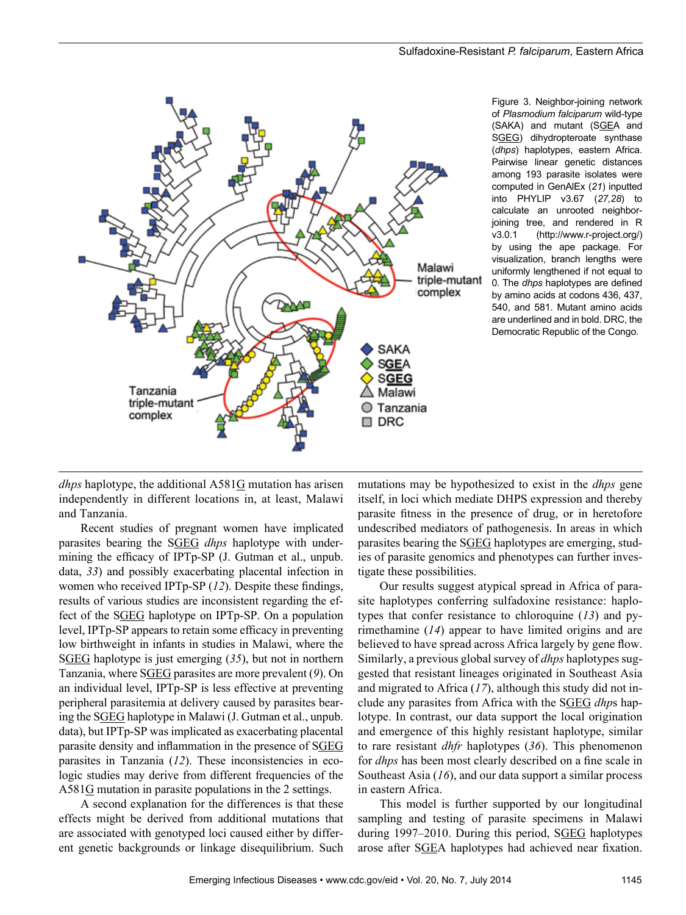Figure 3. Neighbor-joining network of *Plasmodium falciparum* wild-type (SAKA) and mutant (S**G**E**A** and S**GEG**) dihydropteroate synthase (*dhps*) haplotypes, eastern Africa. Pairwise linear genetic distances among 193 parasite isolates were computed in GenAlEx (*21*) inputted into PHYLIP v3.67 (*27,28*) to calculate an unrooted neighbor-joining tree, and rendered in R v3.0.1 (http://www.r-project.org/) by using the ape package. For visualization, branch lengths were uniformly lengthened if not equal to 0. The *dhps* haplotypes are defined by amino acids at codons 436, 437, 540, and 581. Mutant amino acids are underlined and in bold. DRC, the Democratic Republic of the Congo.

*dhps* haplotype, the additional A581G mutation has arisen independently in different locations in, at least, Malawi and Tanzania.

Recent studies of pregnant women have implicated parasites bearing the SGEG *dhps* haplotype with undermining the efficacy of IPTp-SP (J. Gutman et al., unpub. data, *33*) and possibly exacerbating placental infection in women who received IPTp-SP (*12*). Despite these findings, results of various studies are inconsistent regarding the effect of the SGEG haplotype on IPTp-SP. On a population level, IPTp-SP appears to retain some efficacy in preventing low birthweight in infants in studies in Malawi, where the SGEG haplotype is just emerging (*35*), but not in northern Tanzania, where SGEG parasites are more prevalent (*9*). On an individual level, IPTp-SP is less effective at preventing peripheral parasitemia at delivery caused by parasites bearing the SGEG haplotype in Malawi (J. Gutman et al., unpub. data), but IPTp-SP was implicated as exacerbating placental parasite density and inflammation in the presence of SGEG parasites in Tanzania (*12*). These inconsistencies in ecologic studies may derive from different frequencies of the A581G mutation in parasite populations in the 2 settings.

A second explanation for the differences is that these effects might be derived from additional mutations that are associated with genotyped loci caused either by different genetic backgrounds or linkage disequilibrium. Such mutations may be hypothesized to exist in the *dhps* gene itself, in loci which mediate DHPS expression and thereby parasite fitness in the presence of drug, or in heretofore undescribed mediators of pathogenesis. In areas in which parasites bearing the SGEG haplotypes are emerging, studies of parasite genomics and phenotypes can further investigate these possibilities.

Our results suggest atypical spread in Africa of parasite haplotypes conferring sulfadoxine resistance: haplotypes that confer resistance to chloroquine (*13*) and pyrimethamine (*14*) appear to have limited origins and are believed to have spread across Africa largely by gene flow. Similarly, a previous global survey of *dhps* haplotypes suggested that resistant lineages originated in Southeast Asia and migrated to Africa (*17*), although this study did not include any parasites from Africa with the SGEG *dhps* haplotype. In contrast, our data support the local origination and emergence of this highly resistant haplotype, similar to rare resistant *dhfr* haplotypes (*36*). This phenomenon for *dhps* has been most clearly described on a fine scale in Southeast Asia (*16*), and our data support a similar process in eastern Africa.

This model is further supported by our longitudinal sampling and testing of parasite specimens in Malawi during 1997–2010. During this period, SGEG haplotypes arose after SGEA haplotypes had achieved near fixation.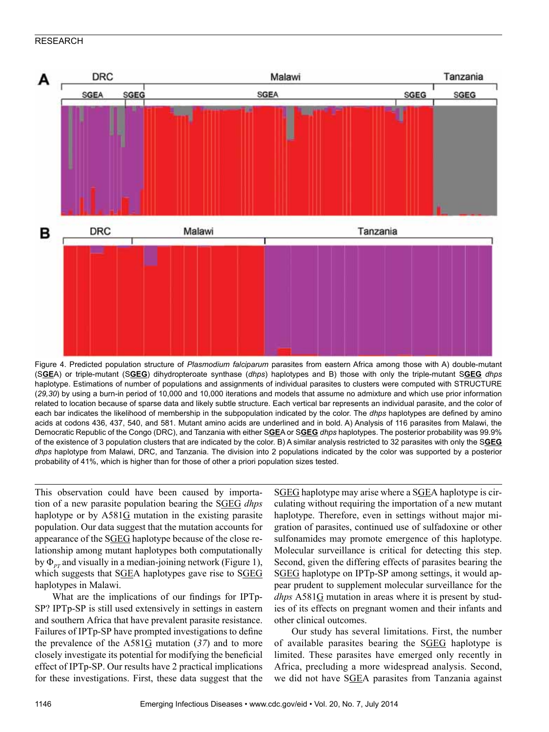Figure 4. Predicted population structure of *Plasmodium falciparum* parasites from eastern Africa among those with A) double-mutant (S**GE**A) or triple-mutant (S**GEG**) dihydropteroate synthase (*dhps*) haplotypes and B) those with only the triple-mutant S**GEG** *dhps* haplotype. Estimations of number of populations and assignments of individual parasites to clusters were computed with STRUCTURE (*29,30*) by using a burn-in period of 10,000 and 10,000 iterations and models that assume no admixture and which use prior information related to location because of sparse data and likely subtle structure. Each vertical bar represents an individual parasite, and the color of each bar indicates the likelihood of membership in the subpopulation indicated by the color. The *dhps* haplotypes are defined by amino acids at codons 436, 437, 540, and 581. Mutant amino acids are underlined and in bold. A) Analysis of 116 parasites from Malawi, the Democratic Republic of the Congo (DRC), and Tanzania with either S**GE**A or S**GEG** *dhps* haplotypes. The posterior probability was 99.9% of the existence of 3 population clusters that are indicated by the color. B) A similar analysis restricted to 32 parasites with only the S**GEG** *dhps* haplotype from Malawi, DRC, and Tanzania. The division into 2 populations indicated by the color was supported by a posterior probability of 41%, which is higher than for those of other a priori population sizes tested.

This observation could have been caused by importation of a new parasite population bearing the SGEG *dhps* haplotype or by A581G mutation in the existing parasite population. Our data suggest that the mutation accounts for appearance of the SGEG haplotype because of the close relationship among mutant haplotypes both computationally by $\Phi_{PT}$ and visually in a median-joining network (Figure 1), which suggests that SGEA haplotypes gave rise to SGEG haplotypes in Malawi.

What are the implications of our findings for IPTp-SP? IPTp-SP is still used extensively in settings in eastern and southern Africa that have prevalent parasite resistance. Failures of IPTp-SP have prompted investigations to define the prevalence of the A581G mutation (*37*) and to more closely investigate its potential for modifying the beneficial effect of IPTp-SP. Our results have 2 practical implications for these investigations. First, these data suggest that the SGEG haplotype may arise where a SGEA haplotype is circulating without requiring the importation of a new mutant haplotype. Therefore, even in settings without major migration of parasites, continued use of sulfadoxine or other sulfonamides may promote emergence of this haplotype. Molecular surveillance is critical for detecting this step. Second, given the differing effects of parasites bearing the SGEG haplotype on IPTp-SP among settings, it would appear prudent to supplement molecular surveillance for the *dhps* A581G mutation in areas where it is present by studies of its effects on pregnant women and their infants and other clinical outcomes.

Our study has several limitations. First, the number of available parasites bearing the SGEG haplotype is limited. These parasites have emerged only recently in Africa, precluding a more widespread analysis. Second, we did not have SGEA parasites from Tanzania against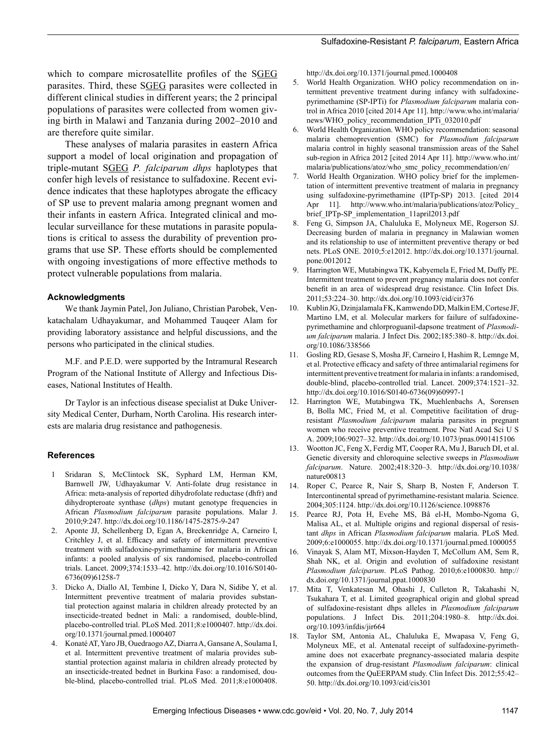which to compare microsatellite profiles of the S<u>GEG</u> parasites. Third, these S<u>GEG</u> parasites were collected in different clinical studies in different years; the 2 principal populations of parasites were collected from women giving birth in Malawi and Tanzania during 2002–2010 and are therefore quite similar.

These analyses of malaria parasites in eastern Africa support a model of local origination and propagation of triple-mutant S<u>GEG</u> *P. falciparum dhps* haplotypes that confer high levels of resistance to sulfadoxine. Recent evidence indicates that these haplotypes abrogate the efficacy of SP use to prevent malaria among pregnant women and their infants in eastern Africa. Integrated clinical and molecular surveillance for these mutations in parasite populations is critical to assess the durability of prevention programs that use SP. These efforts should be complemented with ongoing investigations of more effective methods to protect vulnerable populations from malaria.

#### Acknowledgments

We thank Jaymin Patel, Jon Juliano, Christian Parobek, Venkatachalam Udhayakumar, and Mohammed Tauqeer Alam for providing laboratory assistance and helpful discussions, and the persons who participated in the clinical studies.

M.F. and P.E.D. were supported by the Intramural Research Program of the National Institute of Allergy and Infectious Diseases, National Institutes of Health.

Dr Taylor is an infectious disease specialist at Duke University Medical Center, Durham, North Carolina. His research interests are malaria drug resistance and pathogenesis.

#### References

1. Sridaran S, McClintock SK, Syphard LM, Herman KM, Barnwell JW, Udhayakumar V. Anti-folate drug resistance in Africa: meta-analysis of reported dihydrofolate reductase (dhfr) and dihydropteroate synthase (*dhps*) mutant genotype frequencies in African *Plasmodium falciparum* parasite populations. Malar J. 2010;9:247. http://dx.doi.org/10.1186/1475-2875-9-247
2. Aponte JJ, Schellenberg D, Egan A, Breckenridge A, Carneiro I, Critchley J, et al. Efficacy and safety of intermittent preventive treatment with sulfadoxine-pyrimethamine for malaria in African infants: a pooled analysis of six randomised, placebo-controlled trials. Lancet. 2009;374:1533–42. http://dx.doi.org/10.1016/S0140-6736(09)61258-7
3. Dicko A, Diallo AI, Tembine I, Dicko Y, Dara N, Sidibe Y, et al. Intermittent preventive treatment of malaria provides substantial protection against malaria in children already protected by an insecticide-treated bednet in Mali: a randomised, double-blind, placebo-controlled trial. PLoS Med. 2011;8:e1000407. http://dx.doi.org/10.1371/journal.pmed.1000407
4. Konaté AT, Yaro JB, Ouedraogo AZ, Diarra A, Gansane A, Soulama I, et al. Intermittent preventive treatment of malaria provides substantial protection against malaria in children already protected by an insecticide-treated bednet in Burkina Faso: a randomised, double-blind, placebo-controlled trial. PLoS Med. 2011;8:e1000408. http://dx.doi.org/10.1371/journal.pmed.1000408
5. World Health Organization. WHO policy recommendation on intermittent preventive treatment during infancy with sulfadoxine-pyrimethamine (SP-IPTi) for *Plasmodium falciparum* malaria control in Africa 2010 [cited 2014 Apr 11]. http://www.who.int/malaria/news/WHO_policy_recommendation_IPTi_032010.pdf
6. World Health Organization. WHO policy recommendation: seasonal malaria chemoprevention (SMC) for *Plasmodium falciparum* malaria control in highly seasonal transmission areas of the Sahel sub-region in Africa 2012 [cited 2014 Apr 11]. http://www.who.int/malaria/publications/atoz/who_smc_policy_recommendation/en/
7. World Health Organization. WHO policy brief for the implementation of intermittent preventive treatment of malaria in pregnancy using sulfadoxine-pyrimethamine (IPTp-SP) 2013. [cited 2014 Apr 11]. http://www.who.int/malaria/publications/atoz/Policy_brief_IPTp-SP_implementation_11april2013.pdf
8. Feng G, Simpson JA, Chaluluka E, Molyneux ME, Rogerson SJ. Decreasing burden of malaria in pregnancy in Malawian women and its relationship to use of intermittent preventive therapy or bed nets. PLoS ONE. 2010;5:e12012. http://dx.doi.org/10.1371/journal.pone.0012012
9. Harrington WE, Mutabingwa TK, Kabyemela E, Fried M, Duffy PE. Intermittent treatment to prevent pregnancy malaria does not confer benefit in an area of widespread drug resistance. Clin Infect Dis. 2011;53:224–30. http://dx.doi.org/10.1093/cid/cir376
10. Kublin JG, Dzinjalamala FK, Kamwendo DD, Malkin EM, Cortese JF, Martino LM, et al. Molecular markers for failure of sulfadoxine-pyrimethamine and chlorproguanil-dapsone treatment of *Plasmodium falciparum* malaria. J Infect Dis. 2002;185:380–8. http://dx.doi.org/10.1086/338566
11. Gosling RD, Gesase S, Mosha JF, Carneiro I, Hashim R, Lemnge M, et al. Protective efficacy and safety of three antimalarial regimens for intermittent preventive treatment for malaria in infants: a randomised, double-blind, placebo-controlled trial. Lancet. 2009;374:1521–32. http://dx.doi.org/10.1016/S0140-6736(09)60997-1
12. Harrington WE, Mutabingwa TK, Muehlenbachs A, Sorensen B, Bolla MC, Fried M, et al. Competitive facilitation of drug-resistant *Plasmodium falciparum* malaria parasites in pregnant women who receive preventive treatment. Proc Natl Acad Sci U S A. 2009;106:9027–32. http://dx.doi.org/10.1073/pnas.0901415106
13. Wootton JC, Feng X, Ferdig MT, Cooper RA, Mu J, Baruch DI, et al. Genetic diversity and chloroquine selective sweeps in *Plasmodium falciparum*. Nature. 2002;418:320–3. http://dx.doi.org/10.1038/nature00813
14. Roper C, Pearce R, Nair S, Sharp B, Nosten F, Anderson T. Intercontinental spread of pyrimethamine-resistant malaria. Science. 2004;305:1124. http://dx.doi.org/10.1126/science.1098876
15. Pearce RJ, Pota H, Evehe MS, Bâ el-H, Mombo-Ngoma G, Malisa AL, et al. Multiple origins and regional dispersal of resistant *dhps* in African *Plasmodium falciparum* malaria. PLoS Med. 2009;6:e1000055. http://dx.doi.org/10.1371/journal.pmed.1000055
16. Vinayak S, Alam MT, Mixson-Hayden T, McCollum AM, Sem R, Shah NK, et al. Origin and evolution of sulfadoxine resistant *Plasmodium falciparum*. PLoS Pathog. 2010;6:e1000830. http://dx.doi.org/10.1371/journal.ppat.1000830
17. Mita T, Venkatesan M, Ohashi J, Culleton R, Takahashi N, Tsukahara T, et al. Limited geographical origin and global spread of sulfadoxine-resistant dhps alleles in *Plasmodium falciparum* populations. J Infect Dis. 2011;204:1980–8. http://dx.doi.org/10.1093/infdis/jir664
18. Taylor SM, Antonia AL, Chaluluka E, Mwapasa V, Feng G, Molyneux ME, et al. Antenatal receipt of sulfadoxine-pyrimethamine does not exacerbate pregnancy-associated malaria despite the expansion of drug-resistant *Plasmodium falciparum*: clinical outcomes from the QuEERPAM study. Clin Infect Dis. 2012;55:42–50. http://dx.doi.org/10.1093/cid/cis301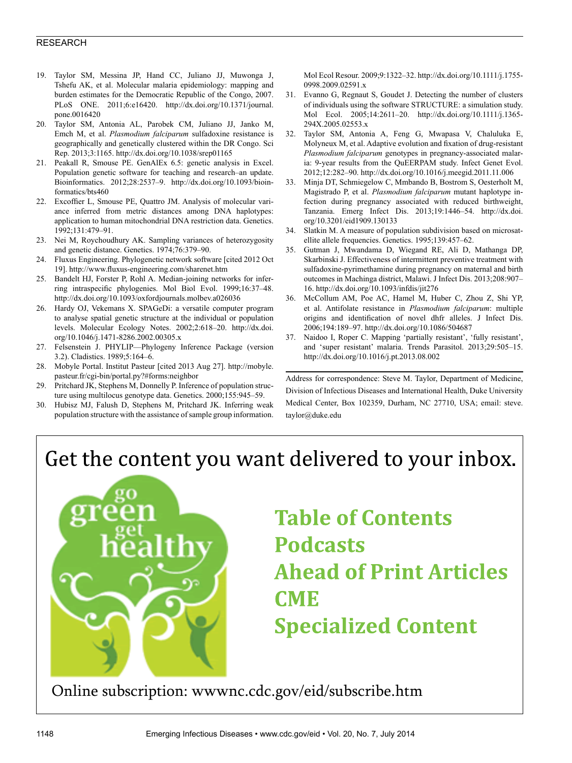19. Taylor SM, Messina JP, Hand CC, Juliano JJ, Muwonga J, Tshefu AK, et al. Molecular malaria epidemiology: mapping and burden estimates for the Democratic Republic of the Congo, 2007. PLoS ONE. 2011;6:e16420. http://dx.doi.org/10.1371/journal.pone.0016420
20. Taylor SM, Antonia AL, Parobek CM, Juliano JJ, Janko M, Emch M, et al. *Plasmodium falciparum* sulfadoxine resistance is geographically and genetically clustered within the DR Congo. Sci Rep. 2013;3:1165. http://dx.doi.org/10.1038/srep01165
21. Peakall R, Smouse PE. GenAlEx 6.5: genetic analysis in Excel. Population genetic software for teaching and research–an update. Bioinformatics. 2012;28:2537–9. http://dx.doi.org/10.1093/bioinformatics/bts460
22. Excoffier L, Smouse PE, Quattro JM. Analysis of molecular variance inferred from metric distances among DNA haplotypes: application to human mitochondrial DNA restriction data. Genetics. 1992;131:479–91.
23. Nei M, Roychoudhury AK. Sampling variances of heterozygosity and genetic distance. Genetics. 1974;76:379–90.
24. Fluxus Engineering. Phylogenetic network software [cited 2012 Oct 19]. http://www.fluxus-engineering.com/sharenet.htm
25. Bandelt HJ, Forster P, Rohl A. Median-joining networks for inferring intraspecific phylogenies. Mol Biol Evol. 1999;16:37–48. http://dx.doi.org/10.1093/oxfordjournals.molbev.a026036
26. Hardy OJ, Vekemans X. SPAGeDi: a versatile computer program to analyse spatial genetic structure at the individual or population levels. Molecular Ecology Notes. 2002;2:618–20. http://dx.doi.org/10.1046/j.1471-8286.2002.00305.x
27. Felsenstein J. PHYLIP—Phylogeny Inference Package (version 3.2). Cladistics. 1989;5:164–6.
28. Mobyle Portal. Institut Pasteur [cited 2013 Aug 27]. http://mobyle.pasteur.fr/cgi-bin/portal.py?#forms:neighbor
29. Pritchard JK, Stephens M, Donnelly P. Inference of population structure using multilocus genotype data. Genetics. 2000;155:945–59.
30. Hubisz MJ, Falush D, Stephens M, Pritchard JK. Inferring weak population structure with the assistance of sample group information. Mol Ecol Resour. 2009;9:1322–32. http://dx.doi.org/10.1111/j.1755-0998.2009.02591.x
31. Evanno G, Regnaut S, Goudet J. Detecting the number of clusters of individuals using the software STRUCTURE: a simulation study. Mol Ecol. 2005;14:2611–20. http://dx.doi.org/10.1111/j.1365-294X.2005.02553.x
32. Taylor SM, Antonia A, Feng G, Mwapasa V, Chaluluka E, Molyneux M, et al. Adaptive evolution and fixation of drug-resistant *Plasmodium falciparum* genotypes in pregnancy-associated malaria: 9-year results from the QuEERPAM study. Infect Genet Evol. 2012;12:282–90. http://dx.doi.org/10.1016/j.meegid.2011.11.006
33. Minja DT, Schmiegelow C, Mmbando B, Bostrom S, Oesterholt M, Magistrado P, et al. *Plasmodium falciparum* mutant haplotype infection during pregnancy associated with reduced birthweight, Tanzania. Emerg Infect Dis. 2013;19:1446–54. http://dx.doi.org/10.3201/eid1909.130133
34. Slatkin M. A measure of population subdivision based on microsatellite allele frequencies. Genetics. 1995;139:457–62.
35. Gutman J, Mwandama D, Wiegand RE, Ali D, Mathanga DP, Skarbinski J. Effectiveness of intermittent preventive treatment with sulfadoxine-pyrimethamine during pregnancy on maternal and birth outcomes in Machinga district, Malawi. J Infect Dis. 2013;208:907–16. http://dx.doi.org/10.1093/infdis/jit276
36. McCollum AM, Poe AC, Hamel M, Huber C, Zhou Z, Shi YP, et al. Antifolate resistance in *Plasmodium falciparum*: multiple origins and identification of novel dhfr alleles. J Infect Dis. 2006;194:189–97. http://dx.doi.org/10.1086/504687
37. Naidoo I, Roper C. Mapping 'partially resistant', 'fully resistant', and 'super resistant' malaria. Trends Parasitol. 2013;29:505–15. http://dx.doi.org/10.1016/j.pt.2013.08.002

Address for correspondence: Steve M. Taylor, Department of Medicine, Division of Infectious Diseases and International Health, Duke University Medical Center, Box 102359, Durham, NC 27710, USA; email: steve.taylor@duke.edu

Get the content you want delivered to your inbox.

go green get healthy

**Table of Contents**
**Podcasts**
**Ahead of Print Articles**
**CME**
**Specialized Content**

Online subscription: wwwnc.cdc.gov/eid/subscribe.htm